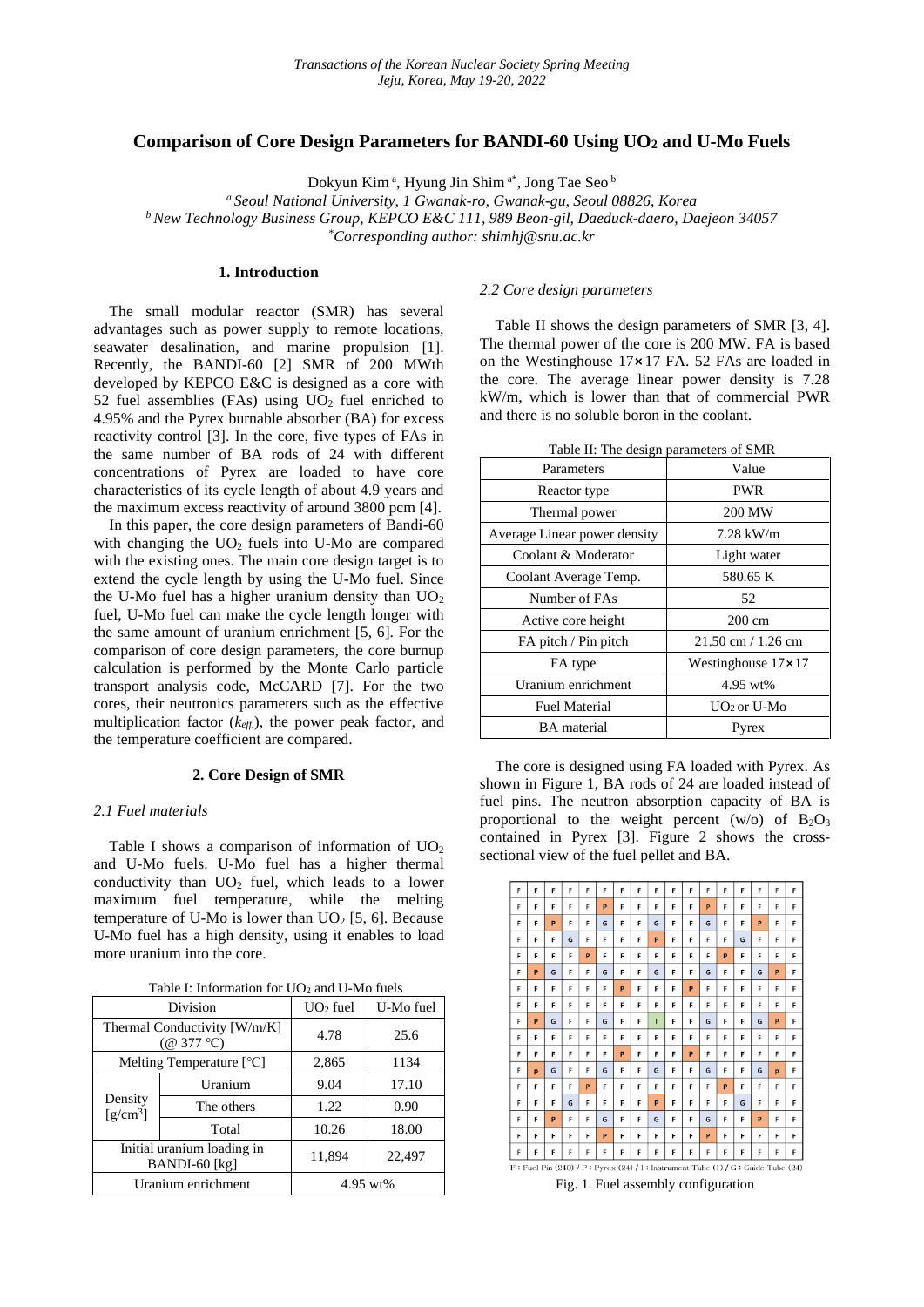# Comparison of Core Design Parameters for BANDI-60 Using $UO_2$ and U-Mo Fuels

Dokyun Kim [a], Hyung Jin Shim [a*], Jong Tae Seo [b]

[a] *Seoul National University, 1 Gwanak-ro, Gwanak-gu, Seoul 08826, Korea*
[b] *New Technology Business Group, KEPCO E&C 111, 989 Beon-gil, Daeduck-daero, Daejeon 34057*
[*] *Corresponding author: shimhj@snu.ac.kr*

## 1. Introduction

The small modular reactor (SMR) has several advantages such as power supply to remote locations, seawater desalination, and marine propulsion [1]. Recently, the BANDI-60 [2] SMR of 200 MWth developed by KEPCO E&C is designed as a core with 52 fuel assemblies (FAs) using $UO_2$ fuel enriched to 4.95% and the Pyrex burnable absorber (BA) for excess reactivity control [3]. In the core, five types of FAs in the same number of BA rods of 24 with different concentrations of Pyrex are loaded to have core characteristics of its cycle length of about 4.9 years and the maximum excess reactivity of around 3800 pcm [4].

In this paper, the core design parameters of Bandi-60 with changing the $UO_2$ fuels into U-Mo are compared with the existing ones. The main core design target is to extend the cycle length by using the U-Mo fuel. Since the U-Mo fuel has a higher uranium density than $UO_2$ fuel, U-Mo fuel can make the cycle length longer with the same amount of uranium enrichment [5, 6]. For the comparison of core design parameters, the core burnup calculation is performed by the Monte Carlo particle transport analysis code, McCARD [7]. For the two cores, their neutronics parameters such as the effective multiplication factor ($k_{eff.}$), the power peak factor, and the temperature coefficient are compared.

## 2. Core Design of SMR

### 2.1 Fuel materials

Table I shows a comparison of information of $UO_2$ and U-Mo fuels. U-Mo fuel has a higher thermal conductivity than $UO_2$ fuel, which leads to a lower maximum fuel temperature, while the melting temperature of U-Mo is lower than $UO_2$ [5, 6]. Because U-Mo fuel has a high density, using it enables to load more uranium into the core.

Table I: Information for $UO_2$ and U-Mo fuels

| Division | | $UO_2$ fuel | U-Mo fuel |
|---|---|---|---|
| Thermal Conductivity [W/m/K] (@ 377 ℃) | | 4.78 | 25.6 |
| Melting Temperature [℃] | | 2,865 | 1134 |
| Density [g/cm$^3$] | Uranium | 9.04 | 17.10 |
| | The others | 1.22 | 0.90 |
| | Total | 10.26 | 18.00 |
| Initial uranium loading in BANDI-60 [kg] | | 11,894 | 22,497 |
| Uranium enrichment | | 4.95 wt% | |

### 2.2 Core design parameters

Table II shows the design parameters of SMR [3, 4]. The thermal power of the core is 200 MW. FA is based on the Westinghouse 17×17 FA. 52 FAs are loaded in the core. The average linear power density is 7.28 kW/m, which is lower than that of commercial PWR and there is no soluble boron in the coolant.

Table II: The design parameters of SMR

| Parameters | Value |
|---|---|
| Reactor type | PWR |
| Thermal power | 200 MW |
| Average Linear power density | 7.28 kW/m |
| Coolant & Moderator | Light water |
| Coolant Average Temp. | 580.65 K |
| Number of FAs | 52 |
| Active core height | 200 cm |
| FA pitch / Pin pitch | 21.50 cm / 1.26 cm |
| FA type | Westinghouse 17×17 |
| Uranium enrichment | 4.95 wt% |
| Fuel Material | $UO_2$ or U-Mo |
| BA material | Pyrex |

The core is designed using FA loaded with Pyrex. As shown in Figure 1, BA rods of 24 are loaded instead of fuel pins. The neutron absorption capacity of BA is proportional to the weight percent (w/o) of $B_2O_3$ contained in Pyrex [3]. Figure 2 shows the cross-sectional view of the fuel pellet and BA.

F : Fuel Pin (240) / P : Pyrex (24) / I : Instrument Tube (1) / G : Guide Tube (24)

Fig. 1. Fuel assembly configuration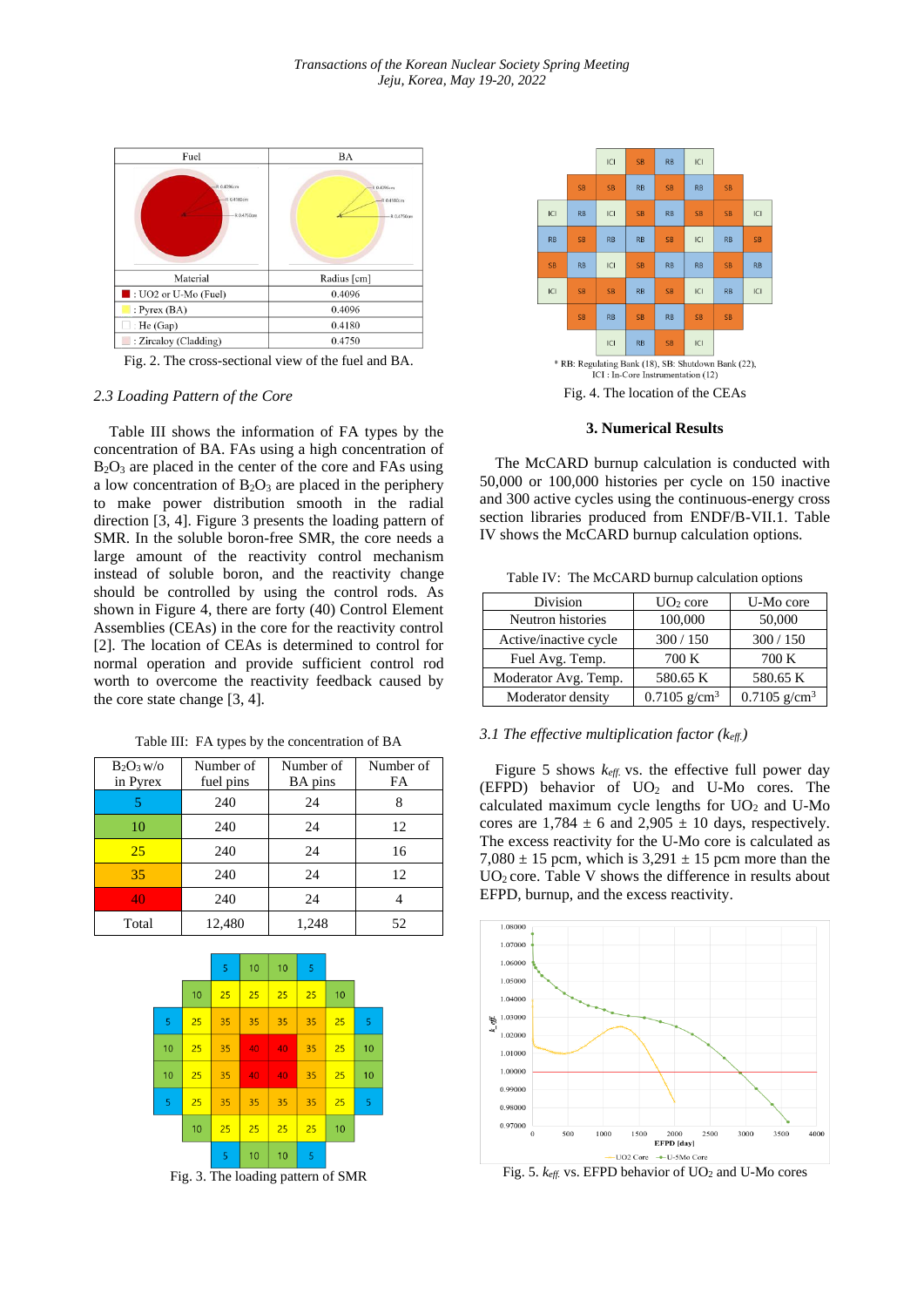| Fuel | BA |
|---|---|
| Material | Radius [cm] |
| : UO2 or U-Mo (Fuel) | 0.4096 |
| : Pyrex (BA) | 0.4096 |
| He (Gap) | 0.4180 |
| : Zircaloy (Cladding) | 0.4750 |

Fig. 2. The cross-sectional view of the fuel and BA.

### 2.3 Loading Pattern of the Core

Table III shows the information of FA types by the concentration of BA. FAs using a high concentration of $B_2O_3$ are placed in the center of the core and FAs using a low concentration of $B_2O_3$ are placed in the periphery to make power distribution smooth in the radial direction [3, 4]. Figure 3 presents the loading pattern of SMR. In the soluble boron-free SMR, the core needs a large amount of the reactivity control mechanism instead of soluble boron, and the reactivity change should be controlled by using the control rods. As shown in Figure 4, there are forty (40) Control Element Assemblies (CEAs) in the core for the reactivity control [2]. The location of CEAs is determined to control for normal operation and provide sufficient control rod worth to overcome the reactivity feedback caused by the core state change [3, 4].

Table III: FA types by the concentration of BA

| $B_2O_3$ w/o in Pyrex | Number of fuel pins | Number of BA pins | Number of FA |
|---|---|---|---|
| 5 | 240 | 24 | 8 |
| 10 | 240 | 24 | 12 |
| 25 | 240 | 24 | 16 |
| 35 | 240 | 24 | 12 |
| 40 | 240 | 24 | 4 |
| Total | 12,480 | 1,248 | 52 |

| | | | | | | | |
|---|---|---|---|---|---|---|---|
| | | 5 | 10 | 10 | 5 | | |
| | 10 | 25 | 25 | 25 | 25 | 10 | |
| 5 | 25 | 35 | 35 | 35 | 35 | 25 | 5 |
| 10 | 25 | 35 | 40 | 40 | 35 | 25 | 10 |
| 10 | 25 | 35 | 40 | 40 | 35 | 25 | 10 |
| 5 | 25 | 35 | 35 | 35 | 35 | 25 | 5 |
| | 10 | 25 | 25 | 25 | 25 | 10 | |
| | | 5 | 10 | 10 | 5 | | |

Fig. 3. The loading pattern of SMR

| | | | | | | | |
|---|---|---|---|---|---|---|---|
| | | ICI | SB | RB | ICI | | |
| | SB | SB | RB | SB | RB | SB | |
| ICI | RB | ICI | SB | RB | SB | SB | ICI |
| RB | SB | RB | RB | SB | ICI | RB | SB |
| SB | RB | ICI | SB | RB | RB | SB | RB |
| ICI | SB | SB | RB | SB | ICI | RB | ICI |
| | SB | RB | SB | RB | SB | SB | |
| | | ICI | RB | SB | ICI | | |

* RB: Regulating Bank (18), SB: Shutdown Bank (22), ICI : In-Core Instrumentation (12)

Fig. 4. The location of the CEAs

## 3. Numerical Results

The McCARD burnup calculation is conducted with 50,000 or 100,000 histories per cycle on 150 inactive and 300 active cycles using the continuous-energy cross section libraries produced from ENDF/B-VII.1. Table IV shows the McCARD burnup calculation options.

Table IV: The McCARD burnup calculation options

| Division | $UO_2$ core | U-Mo core |
|---|---|---|
| Neutron histories | 100,000 | 50,000 |
| Active/inactive cycle | 300 / 150 | 300 / 150 |
| Fuel Avg. Temp. | 700 K | 700 K |
| Moderator Avg. Temp. | 580.65 K | 580.65 K |
| Moderator density | 0.7105 g/cm$^3$ | 0.7105 g/cm$^3$ |

### 3.1 The effective multiplication factor ($k_{eff}$)

Figure 5 shows $k_{eff}$ vs. the effective full power day (EFPD) behavior of $UO_2$ and U-Mo cores. The calculated maximum cycle lengths for $UO_2$ and U-Mo cores are 1,784 ± 6 and 2,905 ± 10 days, respectively. The excess reactivity for the U-Mo core is calculated as 7,080 ± 15 pcm, which is 3,291 ± 15 pcm more than the $UO_2$ core. Table V shows the difference in results about EFPD, burnup, and the excess reactivity.

k_eff
1.08000
1.07000
1.06000
1.05000
1.04000
1.03000
1.02000
1.01000
1.00000
0.99000
0.98000
0.97000
0 500 1000 1500 2000 2500 3000 3500 4000
EFPD [day]
UO2 Core — U-5Mo Core

Fig. 5. $k_{eff}$ vs. EFPD behavior of $UO_2$ and U-Mo cores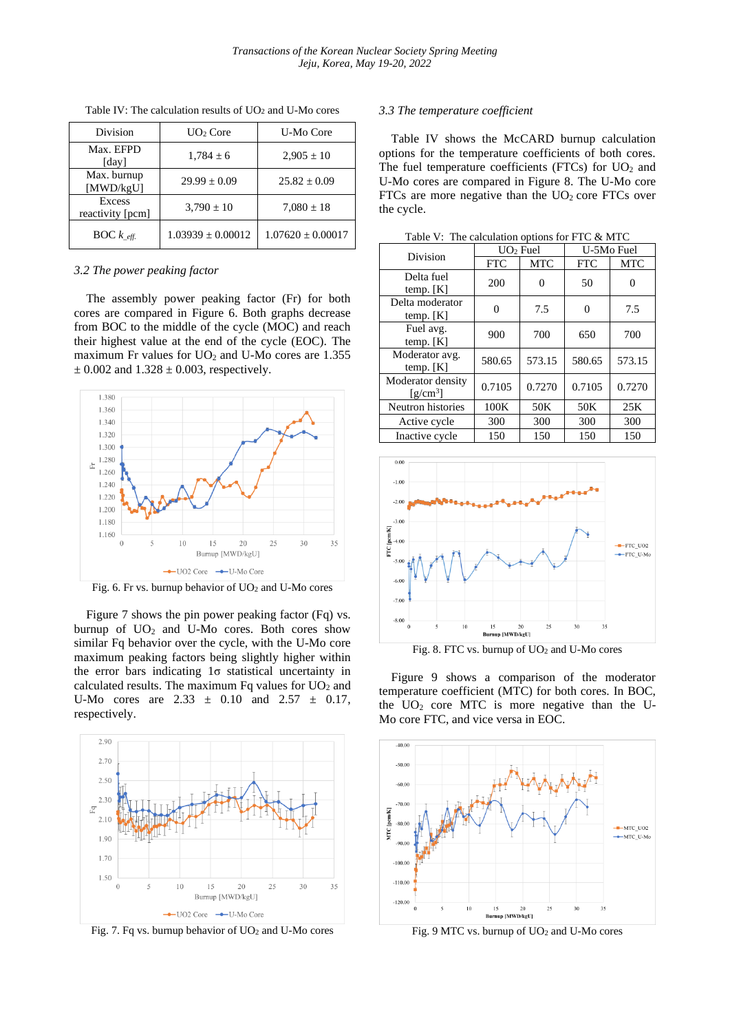Table IV: The calculation results of $UO_2$ and U-Mo cores

| Division | $UO_2$ Core | U-Mo Core |
| --- | --- | --- |
| Max. EFPD [day] | 1,784 ± 6 | 2,905 ± 10 |
| Max. burnup [MWD/kgU] | 29.99 ± 0.09 | 25.82 ± 0.09 |
| Excess reactivity [pcm] | 3,790 ± 10 | 7,080 ± 18 |
| BOC $k_{eff.}$ | 1.03939 ± 0.00012 | 1.07620 ± 0.00017 |

### 3.2 The power peaking factor

The assembly power peaking factor (Fr) for both cores are compared in Figure 6. Both graphs decrease from BOC to the middle of the cycle (MOC) and reach their highest value at the end of the cycle (EOC). The maximum Fr values for $UO_2$ and U-Mo cores are 1.355 ± 0.002 and 1.328 ± 0.003, respectively.

1.380
1.360
1.340
1.320
1.300
1.280
1.260
1.240
1.220
1.200
1.180
1.160
Fr
0 5 10 15 20 25 30 35
Burnup [MWD/kgU]
UO2 Core
U-Mo Core

Fig. 6. Fr vs. burnup behavior of $UO_2$ and U-Mo cores

Figure 7 shows the pin power peaking factor (Fq) vs. burnup of $UO_2$ and U-Mo cores. Both cores show similar Fq behavior over the cycle, with the U-Mo core maximum peaking factors being slightly higher within the error bars indicating 1σ statistical uncertainty in calculated results. The maximum Fq values for $UO_2$ and U-Mo cores are 2.33 ± 0.10 and 2.57 ± 0.17, respectively.

2.90
2.70
2.50
2.30
2.10
1.90
1.70
1.50
Fq
0 5 10 15 20 25 30 35
Burnup [MWD/kgU]
UO2 Core
U-Mo Core

Fig. 7. Fq vs. burnup behavior of $UO_2$ and U-Mo cores

### 3.3 The temperature coefficient

Table IV shows the McCARD burnup calculation options for the temperature coefficients of both cores. The fuel temperature coefficients (FTCs) for $UO_2$ and U-Mo cores are compared in Figure 8. The U-Mo core FTCs are more negative than the $UO_2$ core FTCs over the cycle.

Table V: The calculation options for FTC & MTC

| Division | $UO_2$ Fuel | | U-5Mo Fuel | |
| --- | --- | --- | --- | --- |
| | FTC | MTC | FTC | MTC |
| Delta fuel temp. [K] | 200 | 0 | 50 | 0 |
| Delta moderator temp. [K] | 0 | 7.5 | 0 | 7.5 |
| Fuel avg. temp. [K] | 900 | 700 | 650 | 700 |
| Moderator avg. temp. [K] | 580.65 | 573.15 | 580.65 | 573.15 |
| Moderator density [g/cm$^3$] | 0.7105 | 0.7270 | 0.7105 | 0.7270 |
| Neutron histories | 100K | 50K | 50K | 25K |
| Active cycle | 300 | 300 | 300 | 300 |
| Inactive cycle | 150 | 150 | 150 | 150 |

0.00
-1.00
-2.00
-3.00
-4.00
-5.00
-6.00
-7.00
-8.00
FTC [pcm/K]
0 5 10 15 20 25 30 35
Burnup [MWD/kgU]
FTC_UO2
FTC_U-Mo

Fig. 8. FTC vs. burnup of $UO_2$ and U-Mo cores

Figure 9 shows a comparison of the moderator temperature coefficient (MTC) for both cores. In BOC, the $UO_2$ core MTC is more negative than the U-Mo core FTC, and vice versa in EOC.

-40.00
-50.00
-60.00
-70.00
-80.00
-90.00
-100.00
-110.00
-120.00
MTC [pcm/K]
0 5 10 15 20 25 30 35
Burnup [MWD/kgU]
MTC_UO2
MTC_U-Mo

Fig. 9 MTC vs. burnup of $UO_2$ and U-Mo cores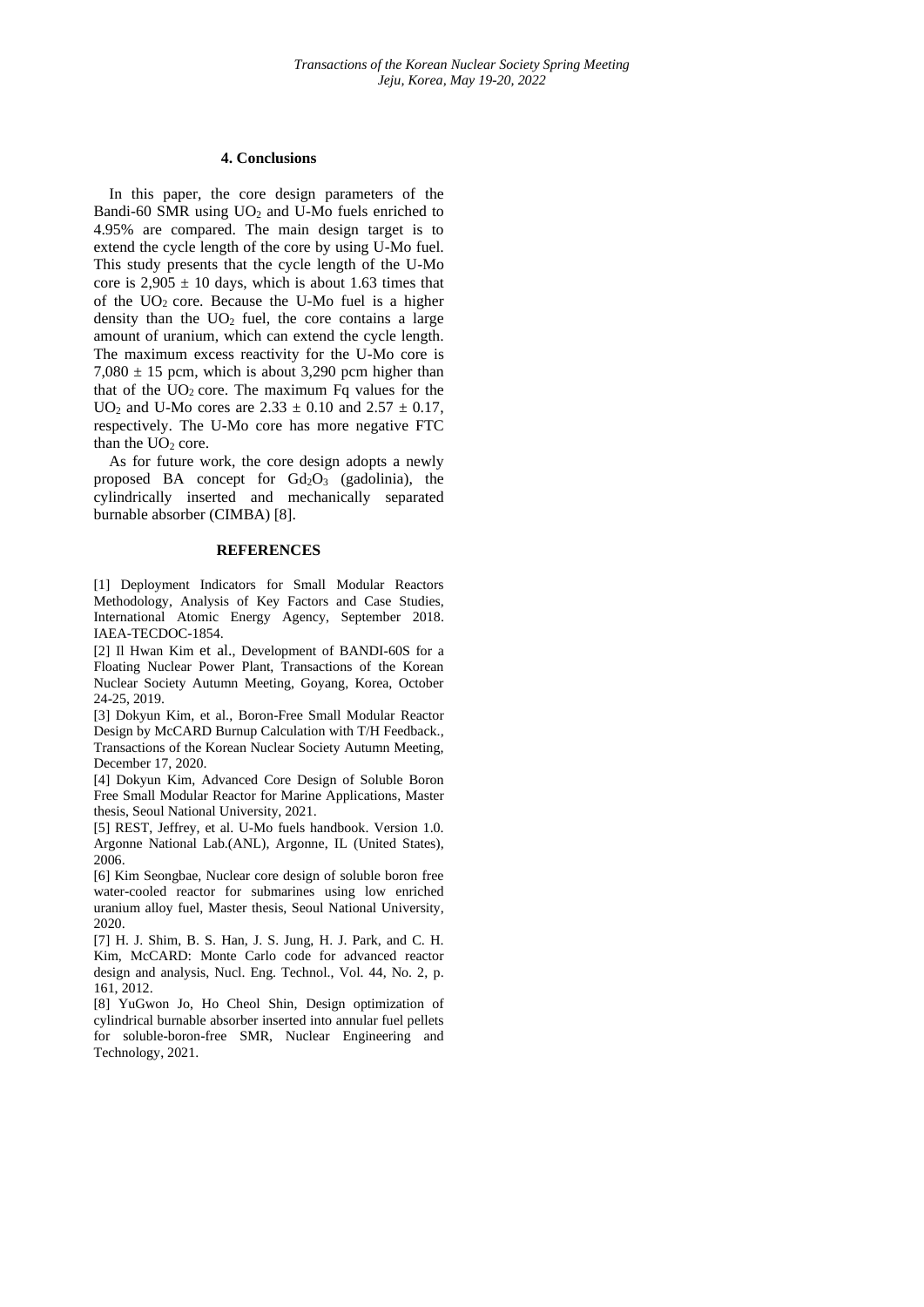## 4. Conclusions

In this paper, the core design parameters of the Bandi-60 SMR using $UO_2$ and U-Mo fuels enriched to 4.95% are compared. The main design target is to extend the cycle length of the core by using U-Mo fuel. This study presents that the cycle length of the U-Mo core is 2,905 ± 10 days, which is about 1.63 times that of the $UO_2$ core. Because the U-Mo fuel is a higher density than the $UO_2$ fuel, the core contains a large amount of uranium, which can extend the cycle length. The maximum excess reactivity for the U-Mo core is 7,080 ± 15 pcm, which is about 3,290 pcm higher than that of the $UO_2$ core. The maximum Fq values for the $UO_2$ and U-Mo cores are 2.33 ± 0.10 and 2.57 ± 0.17, respectively. The U-Mo core has more negative FTC than the $UO_2$ core.

As for future work, the core design adopts a newly proposed BA concept for $Gd_2O_3$ (gadolinia), the cylindrically inserted and mechanically separated burnable absorber (CIMBA) [8].

## REFERENCES

[1] Deployment Indicators for Small Modular Reactors Methodology, Analysis of Key Factors and Case Studies, International Atomic Energy Agency, September 2018. IAEA-TECDOC-1854.

[2] Il Hwan Kim et al., Development of BANDI-60S for a Floating Nuclear Power Plant, Transactions of the Korean Nuclear Society Autumn Meeting, Goyang, Korea, October 24-25, 2019.

[3] Dokyun Kim, et al., Boron-Free Small Modular Reactor Design by McCARD Burnup Calculation with T/H Feedback., Transactions of the Korean Nuclear Society Autumn Meeting, December 17, 2020.

[4] Dokyun Kim, Advanced Core Design of Soluble Boron Free Small Modular Reactor for Marine Applications, Master thesis, Seoul National University, 2021.

[5] REST, Jeffrey, et al. U-Mo fuels handbook. Version 1.0. Argonne National Lab.(ANL), Argonne, IL (United States), 2006.

[6] Kim Seongbae, Nuclear core design of soluble boron free water-cooled reactor for submarines using low enriched uranium alloy fuel, Master thesis, Seoul National University, 2020.

[7] H. J. Shim, B. S. Han, J. S. Jung, H. J. Park, and C. H. Kim, McCARD: Monte Carlo code for advanced reactor design and analysis, Nucl. Eng. Technol., Vol. 44, No. 2, p. 161, 2012.

[8] YuGwon Jo, Ho Cheol Shin, Design optimization of cylindrical burnable absorber inserted into annular fuel pellets for soluble-boron-free SMR, Nuclear Engineering and Technology, 2021.